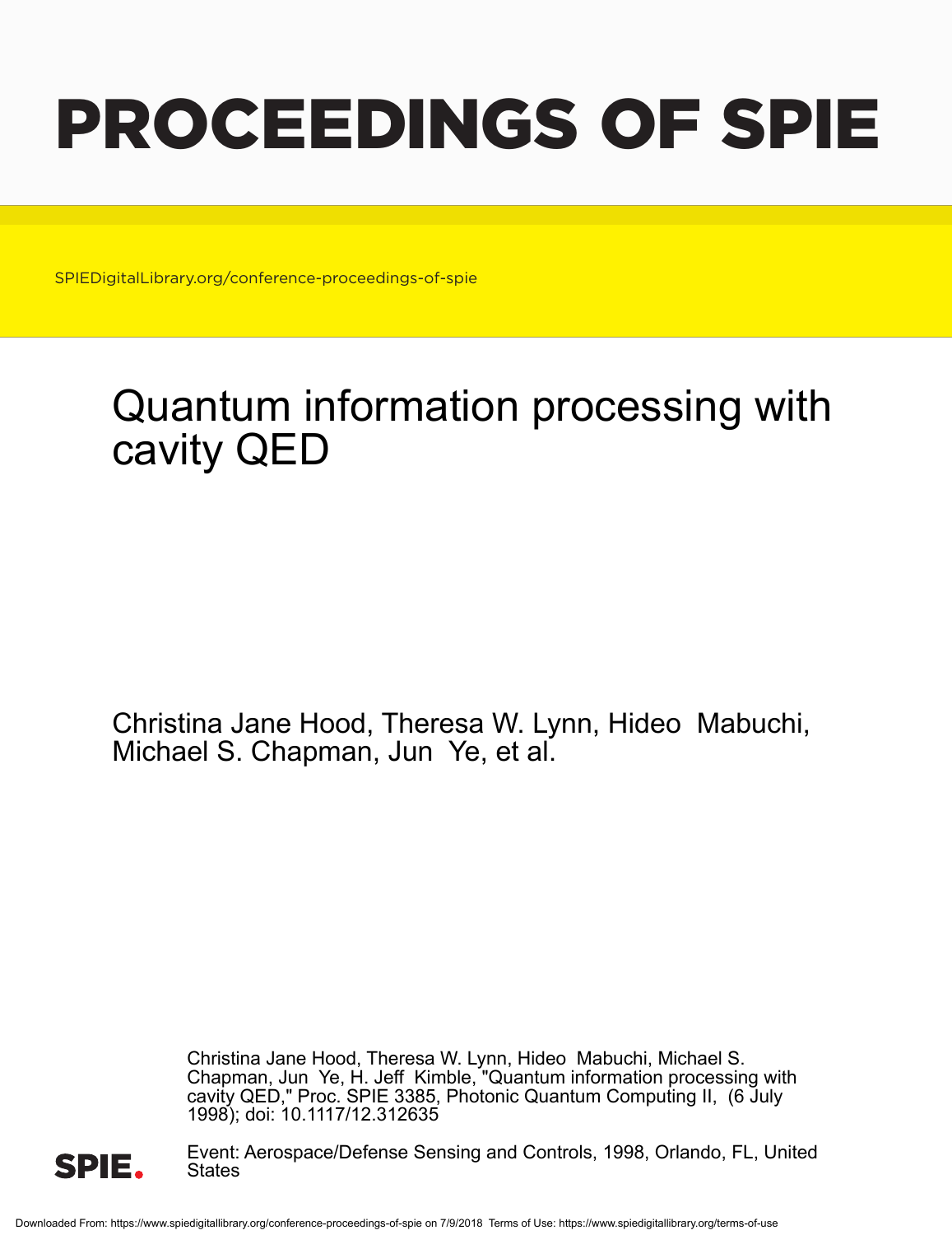# PROCEEDINGS OF SPIE

SPIEDigitalLibrary.org/conference-proceedings-of-spie

## Quantum information processing with cavity QED

Christina Jane Hood, Theresa W. Lynn, Hideo Mabuchi, Michael S. Chapman, Jun Ye, et al.

Christina Jane Hood, Theresa W. Lynn, Hideo Mabuchi, Michael S. Chapman, Jun Ye, H. Jeff Kimble, "Quantum information processing with cavity QED," Proc. SPIE 3385, Photonic Quantum Computing II, (6 July 1998); doi: 10.1117/12.312635

Event: Aerospace/Defense Sensing and Controls, 1998, Orlando, FL, United States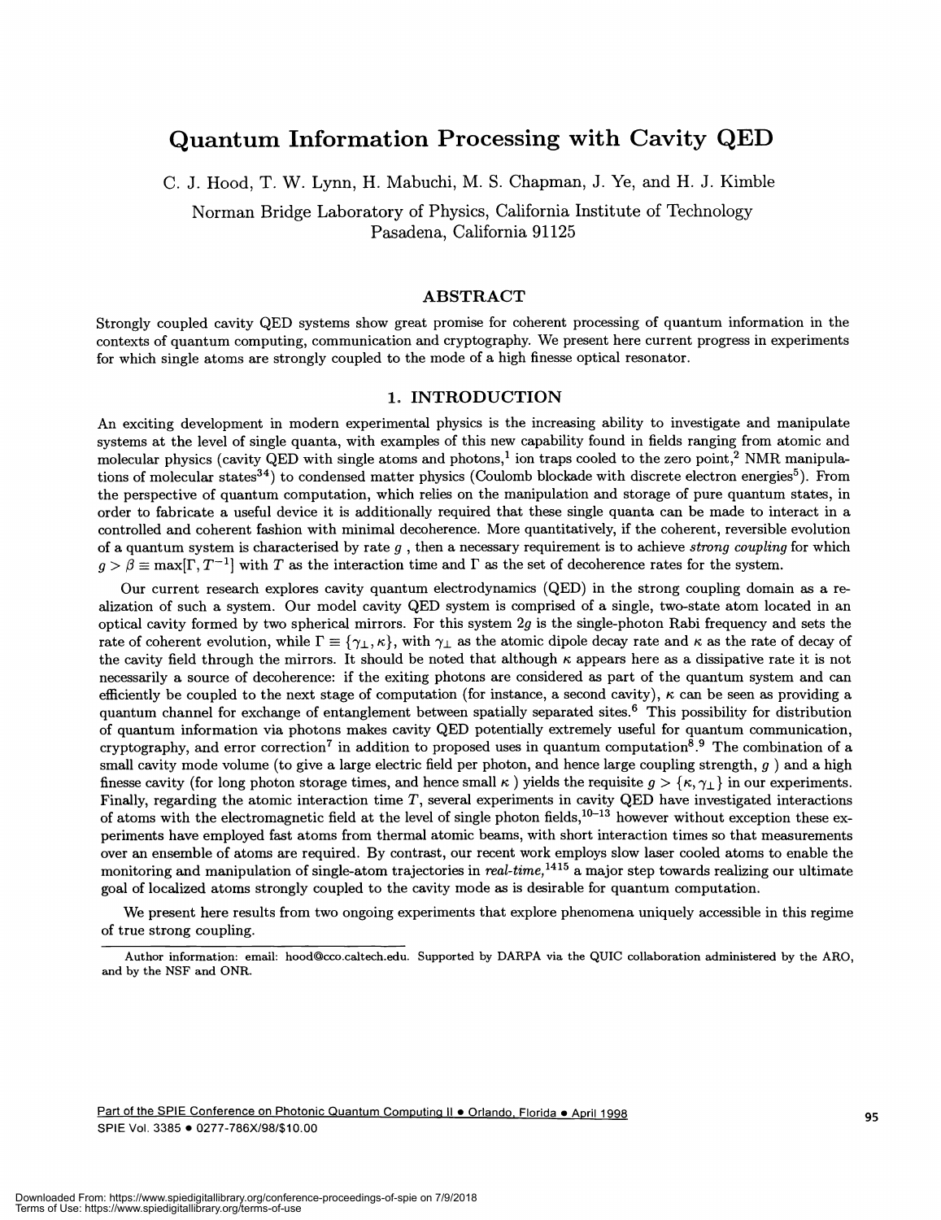# Quantum Information Processing with Cavity QED

C. J. Hood, T. W. Lynn, H. Mabuchi, M. S. Chapman, J. Ye, and H. J. Kimble

Norman Bridge Laboratory of Physics, California Institute of Technology
Pasadena, California 91125

## ABSTRACT

Strongly coupled cavity QED systems show great promise for coherent processing of quantum information in the contexts of quantum computing, communication and cryptography. We present here current progress in experiments for which single atoms are strongly coupled to the mode of a high finesse optical resonator.

## 1. INTRODUCTION

An exciting development in modern experimental physics is the increasing ability to investigate and manipulate systems at the level of single quanta, with examples of this new capability found in fields ranging from atomic and molecular physics (cavity QED with single atoms and photons,[1] ion traps cooled to the zero point,[2] NMR manipulations of molecular states[34]) to condensed matter physics (Coulomb blockade with discrete electron energies[5]). From the perspective of quantum computation, which relies on the manipulation and storage of pure quantum states, in order to fabricate a useful device it is additionally required that these single quanta can be made to interact in a controlled and coherent fashion with minimal decoherence. More quantitatively, if the coherent, reversible evolution of a quantum system is characterised by rate $g$ , then a necessary requirement is to achieve *strong coupling* for which $g > \beta \equiv \max[\Gamma, T^{-1}]$ with $T$ as the interaction time and $\Gamma$ as the set of decoherence rates for the system.

Our current research explores cavity quantum electrodynamics (QED) in the strong coupling domain as a realization of such a system. Our model cavity QED system is comprised of a single, two-state atom located in an optical cavity formed by two spherical mirrors. For this system $2g$ is the single-photon Rabi frequency and sets the rate of coherent evolution, while $\Gamma \equiv \{\gamma_\perp, \kappa\}$, with $\gamma_\perp$ as the atomic dipole decay rate and $\kappa$ as the rate of decay of the cavity field through the mirrors. It should be noted that although $\kappa$ appears here as a dissipative rate it is not necessarily a source of decoherence: if the exiting photons are considered as part of the quantum system and can efficiently be coupled to the next stage of computation (for instance, a second cavity), $\kappa$ can be seen as providing a quantum channel for exchange of entanglement between spatially separated sites.[6] This possibility for distribution of quantum information via photons makes cavity QED potentially extremely useful for quantum communication, cryptography, and error correction[7] in addition to proposed uses in quantum computation[8].[9] The combination of a small cavity mode volume (to give a large electric field per photon, and hence large coupling strength, $g$ ) and a high finesse cavity (for long photon storage times, and hence small $\kappa$ ) yields the requisite $g > \{\kappa, \gamma_\perp\}$ in our experiments. Finally, regarding the atomic interaction time $T$, several experiments in cavity QED have investigated interactions of atoms with the electromagnetic field at the level of single photon fields,[10–13] however without exception these experiments have employed fast atoms from thermal atomic beams, with short interaction times so that measurements over an ensemble of atoms are required. By contrast, our recent work employs slow laser cooled atoms to enable the monitoring and manipulation of single-atom trajectories in *real-time*,[1415] a major step towards realizing our ultimate goal of localized atoms strongly coupled to the cavity mode as is desirable for quantum computation.

We present here results from two ongoing experiments that explore phenomena uniquely accessible in this regime of true strong coupling.

---

Author information: email: hood@cco.caltech.edu. Supported by DARPA via the QUIC collaboration administered by the ARO, and by the NSF and ONR.

Part of the SPIE Conference on Photonic Quantum Computing II • Orlando, Florida • April 1998
SPIE Vol. 3385 • 0277-786X/98/$10.00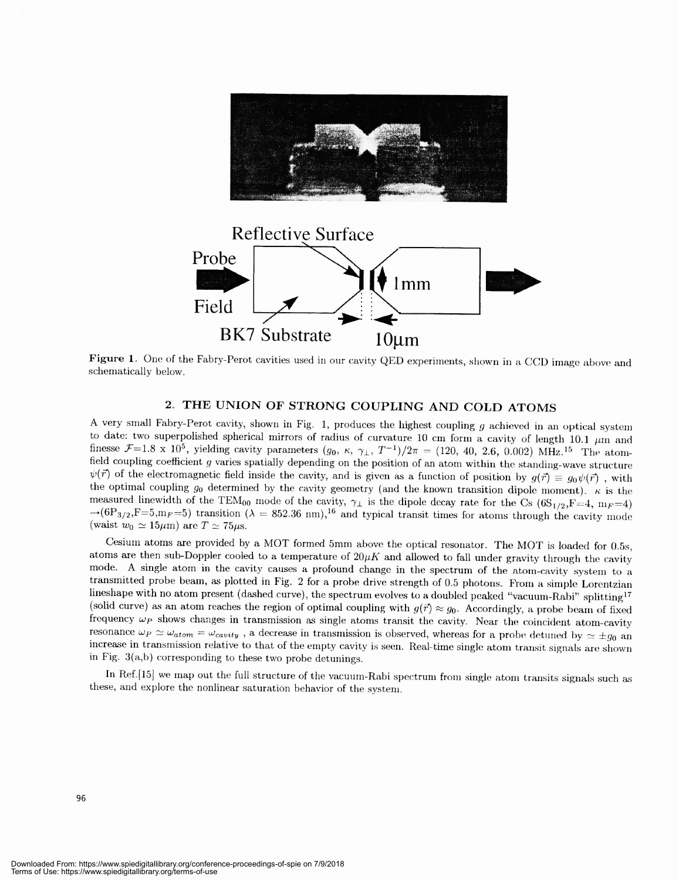Figure 1. One of the Fabry-Perot cavities used in our cavity QED experiments, shown in a CCD image above and schematically below.

## 2. THE UNION OF STRONG COUPLING AND COLD ATOMS

A very small Fabry-Perot cavity, shown in Fig. 1, produces the highest coupling $g$ achieved in an optical system to date: two superpolished spherical mirrors of radius of curvature 10 cm form a cavity of length 10.1 $\mu$m and finesse $\mathcal{F}$=1.8 x $10^5$, yielding cavity parameters $(g_0, \kappa, \gamma_\perp, T^{-1})/2\pi$ = (120, 40, 2.6, 0.002) MHz.[15] The atom-field coupling coefficient $g$ varies spatially depending on the position of an atom within the standing-wave structure $\psi(\vec{r})$ of the electromagnetic field inside the cavity, and is given as a function of position by $g(\vec{r}) \equiv g_0\psi(\vec{r})$ , with the optimal coupling $g_0$ determined by the cavity geometry (and the known transition dipole moment). $\kappa$ is the measured linewidth of the $TEM_{00}$ mode of the cavity, $\gamma_\perp$ is the dipole decay rate for the Cs ($6S_{1/2}$,F=4, $m_F$=4) $\rightarrow$($6P_{3/2}$,F=5,$m_F$=5) transition ($\lambda$ = 852.36 nm),[16] and typical transit times for atoms through the cavity mode (waist $w_0 \simeq 15\mu$m) are $T \simeq 75\mu$s.

Cesium atoms are provided by a MOT formed 5mm above the optical resonator. The MOT is loaded for 0.5s, atoms are then sub-Doppler cooled to a temperature of $20\mu K$ and allowed to fall under gravity through the cavity mode. A single atom in the cavity causes a profound change in the spectrum of the atom-cavity system to a transmitted probe beam, as plotted in Fig. 2 for a probe drive strength of 0.5 photons. From a simple Lorentzian lineshape with no atom present (dashed curve), the spectrum evolves to a doubled peaked "vacuum-Rabi" splitting[17] (solid curve) as an atom reaches the region of optimal coupling with $g(\vec{r}) \approx g_0$. Accordingly, a probe beam of fixed frequency $\omega_P$ shows changes in transmission as single atoms transit the cavity. Near the coincident atom-cavity resonance $\omega_P \simeq \omega_{atom} = \omega_{cavity}$ , a decrease in transmission is observed, whereas for a probe detuned by $\simeq \pm g_0$ an increase in transmission relative to that of the empty cavity is seen. Real-time single atom transit signals are shown in Fig. 3(a,b) corresponding to these two probe detunings.

In Ref.[15] we map out the full structure of the vacuum-Rabi spectrum from single atom transits signals such as these, and explore the nonlinear saturation behavior of the system.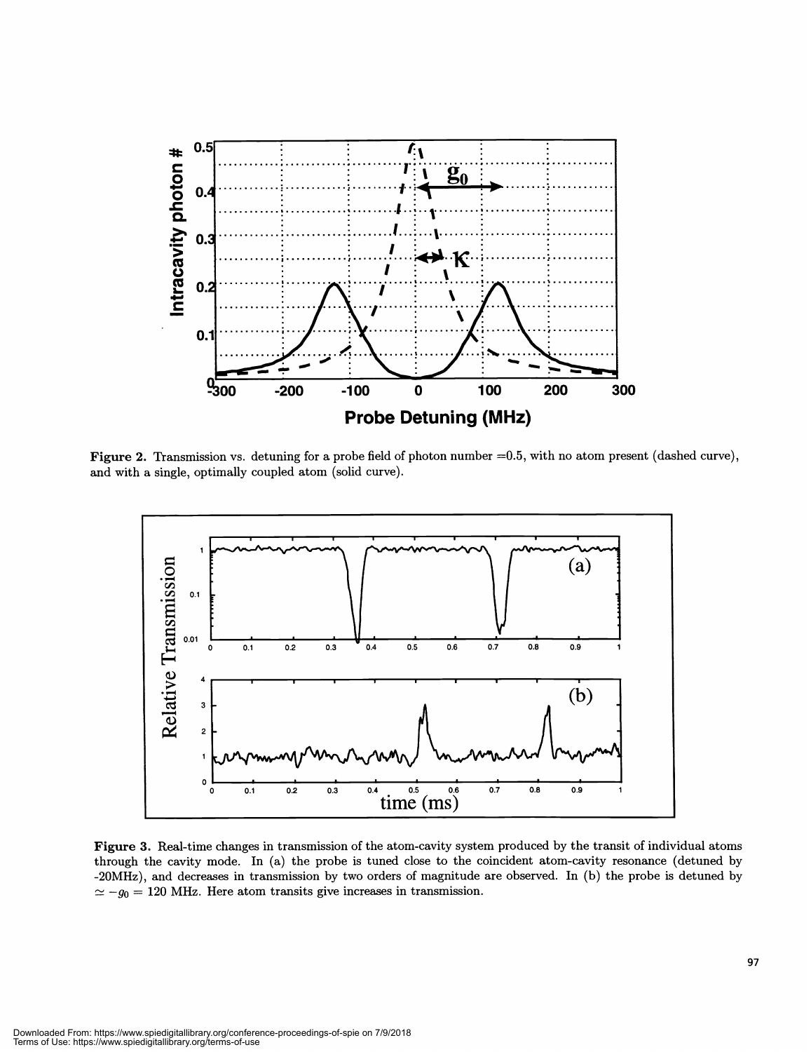**Figure 2.** Transmission vs. detuning for a probe field of photon number =0.5, with no atom present (dashed curve), and with a single, optimally coupled atom (solid curve).

**Figure 3.** Real-time changes in transmission of the atom-cavity system produced by the transit of individual atoms through the cavity mode. In (a) the probe is tuned close to the coincident atom-cavity resonance (detuned by -20MHz), and decreases in transmission by two orders of magnitude are observed. In (b) the probe is detuned by $\simeq -g_0 = 120$ MHz. Here atom transits give increases in transmission.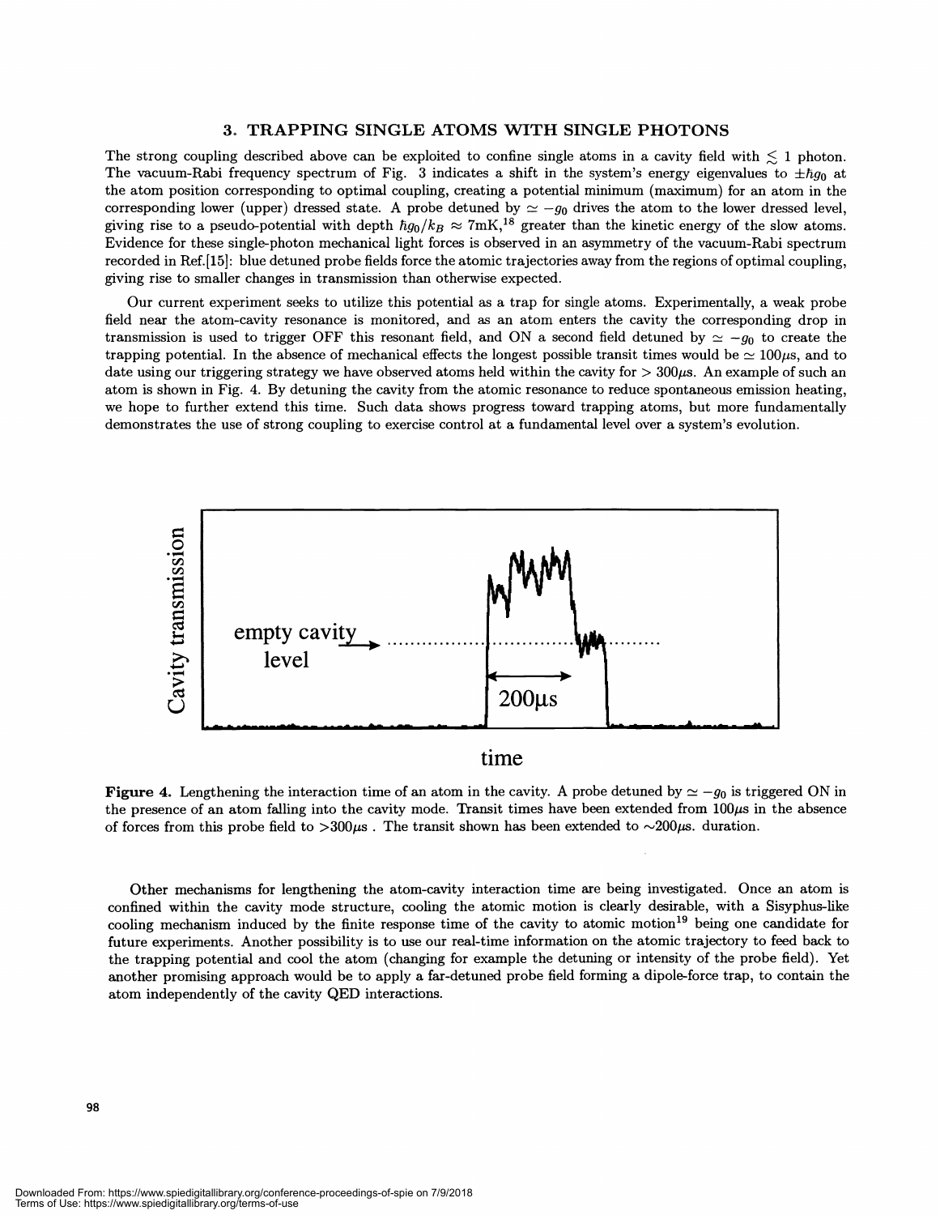### 3. TRAPPING SINGLE ATOMS WITH SINGLE PHOTONS

The strong coupling described above can be exploited to confine single atoms in a cavity field with $\lesssim 1$ photon. The vacuum-Rabi frequency spectrum of Fig. 3 indicates a shift in the system's energy eigenvalues to $\pm\hbar g_0$ at the atom position corresponding to optimal coupling, creating a potential minimum (maximum) for an atom in the corresponding lower (upper) dressed state. A probe detuned by $\simeq -g_0$ drives the atom to the lower dressed level, giving rise to a pseudo-potential with depth $\hbar g_0/k_B \approx 7\text{mK}$,[18] greater than the kinetic energy of the slow atoms. Evidence for these single-photon mechanical light forces is observed in an asymmetry of the vacuum-Rabi spectrum recorded in Ref.[15]: blue detuned probe fields force the atomic trajectories away from the regions of optimal coupling, giving rise to smaller changes in transmission than otherwise expected.

Our current experiment seeks to utilize this potential as a trap for single atoms. Experimentally, a weak probe field near the atom-cavity resonance is monitored, and as an atom enters the cavity the corresponding drop in transmission is used to trigger OFF this resonant field, and ON a second field detuned by $\simeq -g_0$ to create the trapping potential. In the absence of mechanical effects the longest possible transit times would be $\simeq 100\mu s$, and to date using our triggering strategy we have observed atoms held within the cavity for $> 300\mu s$. An example of such an atom is shown in Fig. 4. By detuning the cavity from the atomic resonance to reduce spontaneous emission heating, we hope to further extend this time. Such data shows progress toward trapping atoms, but more fundamentally demonstrates the use of strong coupling to exercise control at a fundamental level over a system's evolution.

**Figure 4.** Lengthening the interaction time of an atom in the cavity. A probe detuned by $\simeq -g_0$ is triggered ON in the presence of an atom falling into the cavity mode. Transit times have been extended from $100\mu s$ in the absence of forces from this probe field to $>300\mu s$ . The transit shown has been extended to $\sim 200\mu s$. duration.

Other mechanisms for lengthening the atom-cavity interaction time are being investigated. Once an atom is confined within the cavity mode structure, cooling the atomic motion is clearly desirable, with a Sisyphus-like cooling mechanism induced by the finite response time of the cavity to atomic motion[19] being one candidate for future experiments. Another possibility is to use our real-time information on the atomic trajectory to feed back to the trapping potential and cool the atom (changing for example the detuning or intensity of the probe field). Yet another promising approach would be to apply a far-detuned probe field forming a dipole-force trap, to contain the atom independently of the cavity QED interactions.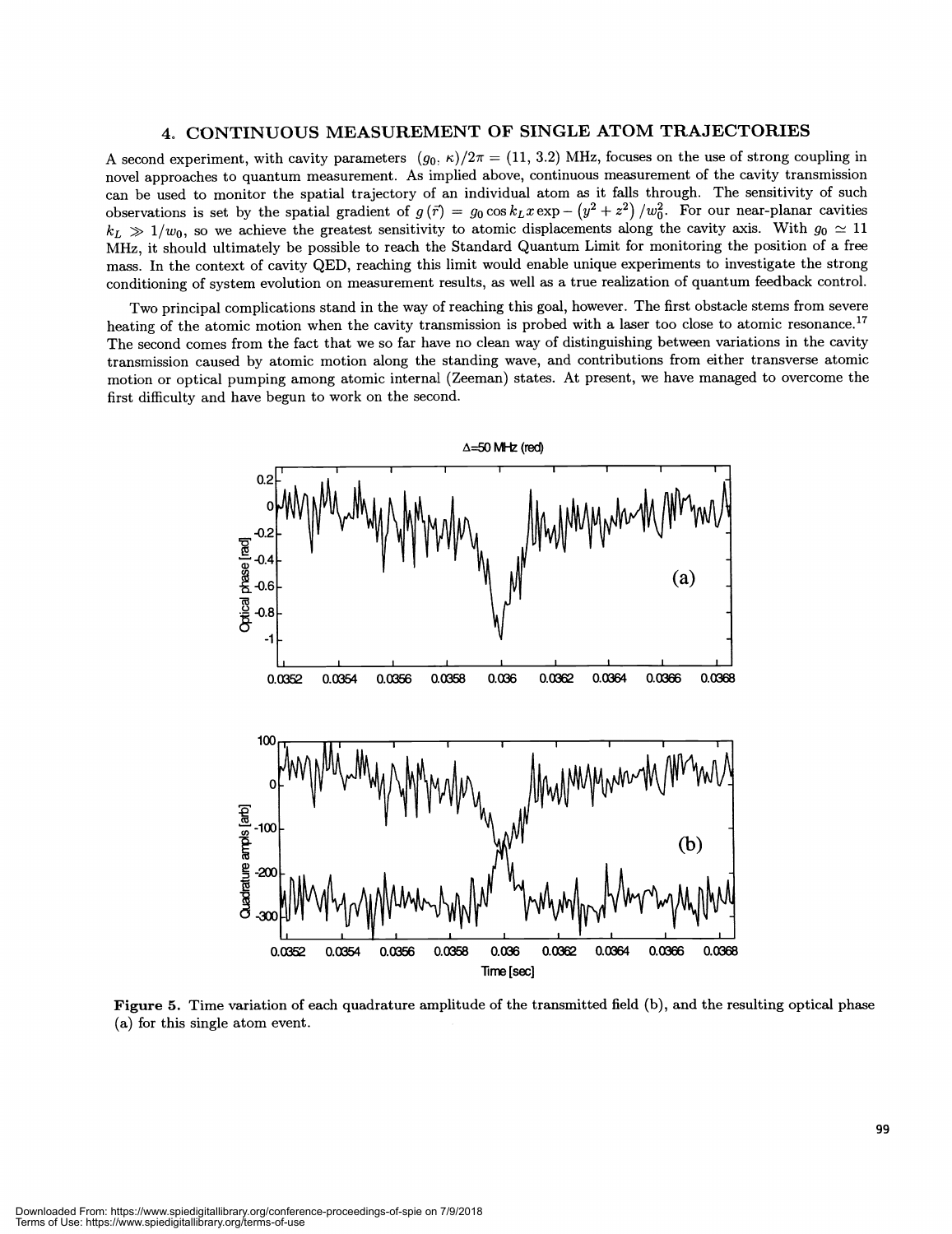## 4. CONTINUOUS MEASUREMENT OF SINGLE ATOM TRAJECTORIES

A second experiment, with cavity parameters $(g_0, \kappa)/2\pi = (11, 3.2)$ MHz, focuses on the use of strong coupling in novel approaches to quantum measurement. As implied above, continuous measurement of the cavity transmission can be used to monitor the spatial trajectory of an individual atom as it falls through. The sensitivity of such observations is set by the spatial gradient of $g(\vec{r}) = g_0 \cos k_L x \exp - (y^2 + z^2)/w_0^2$. For our near-planar cavities $k_L \gg 1/w_0$, so we achieve the greatest sensitivity to atomic displacements along the cavity axis. With $g_0 \simeq 11$ MHz, it should ultimately be possible to reach the Standard Quantum Limit for monitoring the position of a free mass. In the context of cavity QED, reaching this limit would enable unique experiments to investigate the strong conditioning of system evolution on measurement results, as well as a true realization of quantum feedback control.

Two principal complications stand in the way of reaching this goal, however. The first obstacle stems from severe heating of the atomic motion when the cavity transmission is probed with a laser too close to atomic resonance.[17] The second comes from the fact that we so far have no clean way of distinguishing between variations in the cavity transmission caused by atomic motion along the standing wave, and contributions from either transverse atomic motion or optical pumping among atomic internal (Zeeman) states. At present, we have managed to overcome the first difficulty and have begun to work on the second.

**Figure 5.** Time variation of each quadrature amplitude of the transmitted field (b), and the resulting optical phase (a) for this single atom event.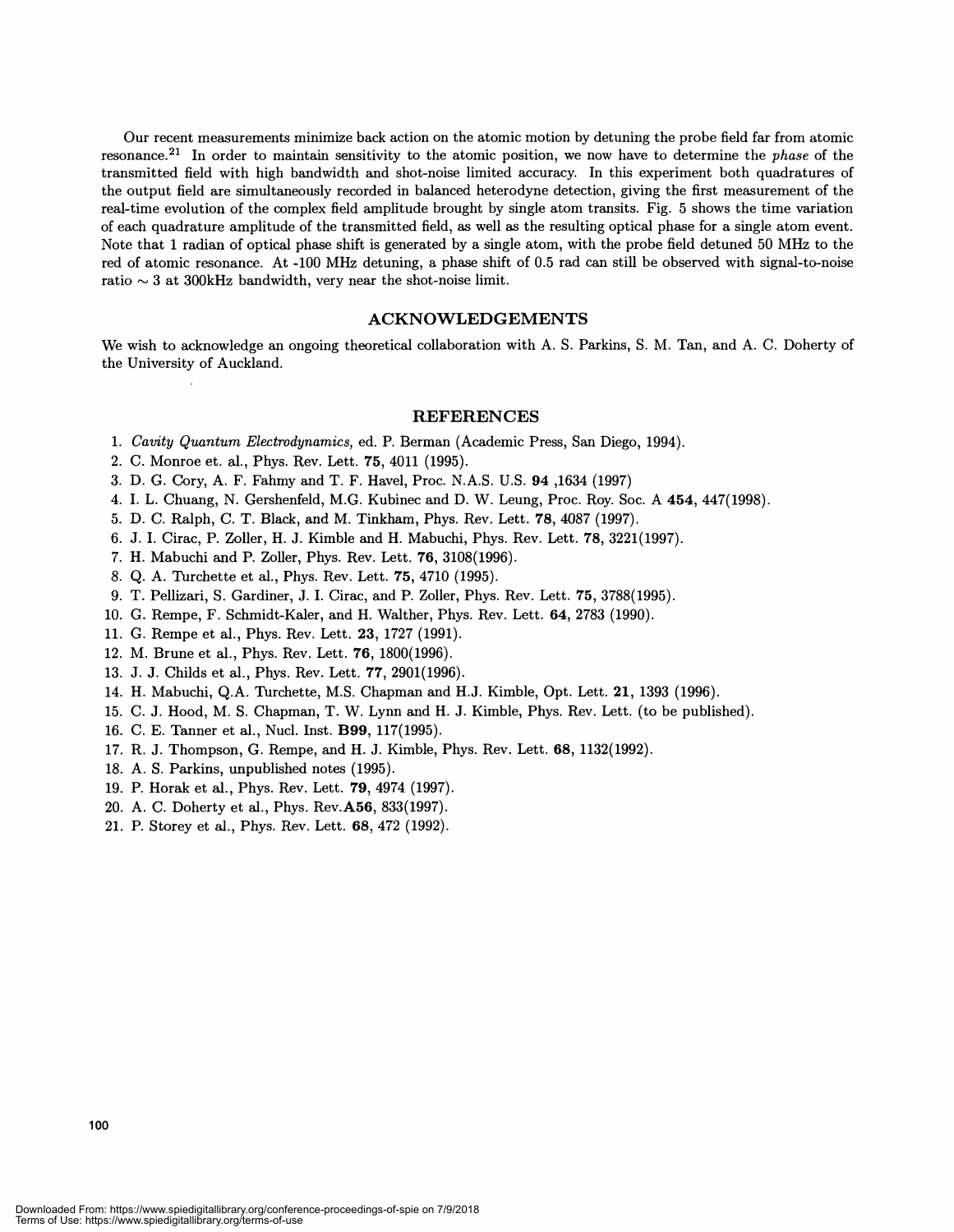Our recent measurements minimize back action on the atomic motion by detuning the probe field far from atomic resonance.[21] In order to maintain sensitivity to the atomic position, we now have to determine the *phase* of the transmitted field with high bandwidth and shot-noise limited accuracy. In this experiment both quadratures of the output field are simultaneously recorded in balanced heterodyne detection, giving the first measurement of the real-time evolution of the complex field amplitude brought by single atom transits. Fig. 5 shows the time variation of each quadrature amplitude of the transmitted field, as well as the resulting optical phase for a single atom event. Note that 1 radian of optical phase shift is generated by a single atom, with the probe field detuned 50 MHz to the red of atomic resonance. At -100 MHz detuning, a phase shift of 0.5 rad can still be observed with signal-to-noise ratio $\sim 3$ at 300kHz bandwidth, very near the shot-noise limit.

## ACKNOWLEDGEMENTS

We wish to acknowledge an ongoing theoretical collaboration with A. S. Parkins, S. M. Tan, and A. C. Doherty of the University of Auckland.

## REFERENCES

1. *Cavity Quantum Electrodynamics,* ed. P. Berman (Academic Press, San Diego, 1994).
2. C. Monroe et. al., Phys. Rev. Lett. **75**, 4011 (1995).
3. D. G. Cory, A. F. Fahmy and T. F. Havel, Proc. N.A.S. U.S. **94** ,1634 (1997)
4. I. L. Chuang, N. Gershenfeld, M.G. Kubinec and D. W. Leung, Proc. Roy. Soc. A **454**, 447(1998).
5. D. C. Ralph, C. T. Black, and M. Tinkham, Phys. Rev. Lett. **78**, 4087 (1997).
6. J. I. Cirac, P. Zoller, H. J. Kimble and H. Mabuchi, Phys. Rev. Lett. **78**, 3221(1997).
7. H. Mabuchi and P. Zoller, Phys. Rev. Lett. **76**, 3108(1996).
8. Q. A. Turchette et al., Phys. Rev. Lett. **75**, 4710 (1995).
9. T. Pellizari, S. Gardiner, J. I. Cirac, and P. Zoller, Phys. Rev. Lett. **75**, 3788(1995).
10. G. Rempe, F. Schmidt-Kaler, and H. Walther, Phys. Rev. Lett. **64**, 2783 (1990).
11. G. Rempe et al., Phys. Rev. Lett. **23**, 1727 (1991).
12. M. Brune et al., Phys. Rev. Lett. **76**, 1800(1996).
13. J. J. Childs et al., Phys. Rev. Lett. **77**, 2901(1996).
14. H. Mabuchi, Q.A. Turchette, M.S. Chapman and H.J. Kimble, Opt. Lett. **21**, 1393 (1996).
15. C. J. Hood, M. S. Chapman, T. W. Lynn and H. J. Kimble, Phys. Rev. Lett. (to be published).
16. C. E. Tanner et al., Nucl. Inst. **B99**, 117(1995).
17. R. J. Thompson, G. Rempe, and H. J. Kimble, Phys. Rev. Lett. **68**, 1132(1992).
18. A. S. Parkins, unpublished notes (1995).
19. P. Horak et al., Phys. Rev. Lett. **79**, 4974 (1997).
20. A. C. Doherty et al., Phys. Rev.**A56**, 833(1997).
21. P. Storey et al., Phys. Rev. Lett. **68**, 472 (1992).